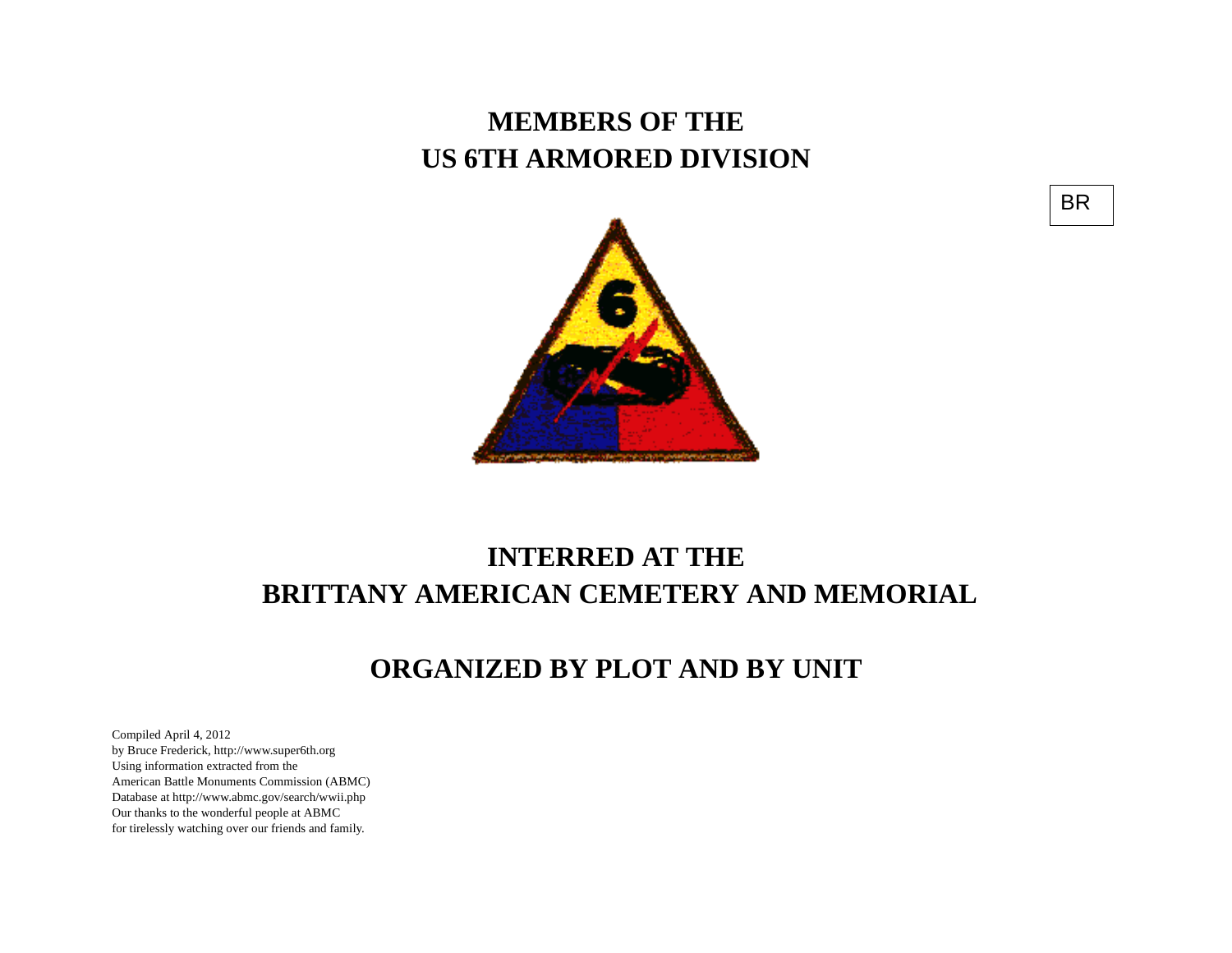# MEMBERS OF THE
# US 6TH ARMORED DIVISION

BR

# INTERRED AT THE
# BRITTANY AMERICAN CEMETERY AND MEMORIAL

## ORGANIZED BY PLOT AND BY UNIT

Compiled April 4, 2012
by Bruce Frederick, http://www.super6th.org
Using information extracted from the
American Battle Monuments Commission (ABMC)
Database at http://www.abmc.gov/search/wwii.php
Our thanks to the wonderful people at ABMC
for tirelessly watching over our friends and family.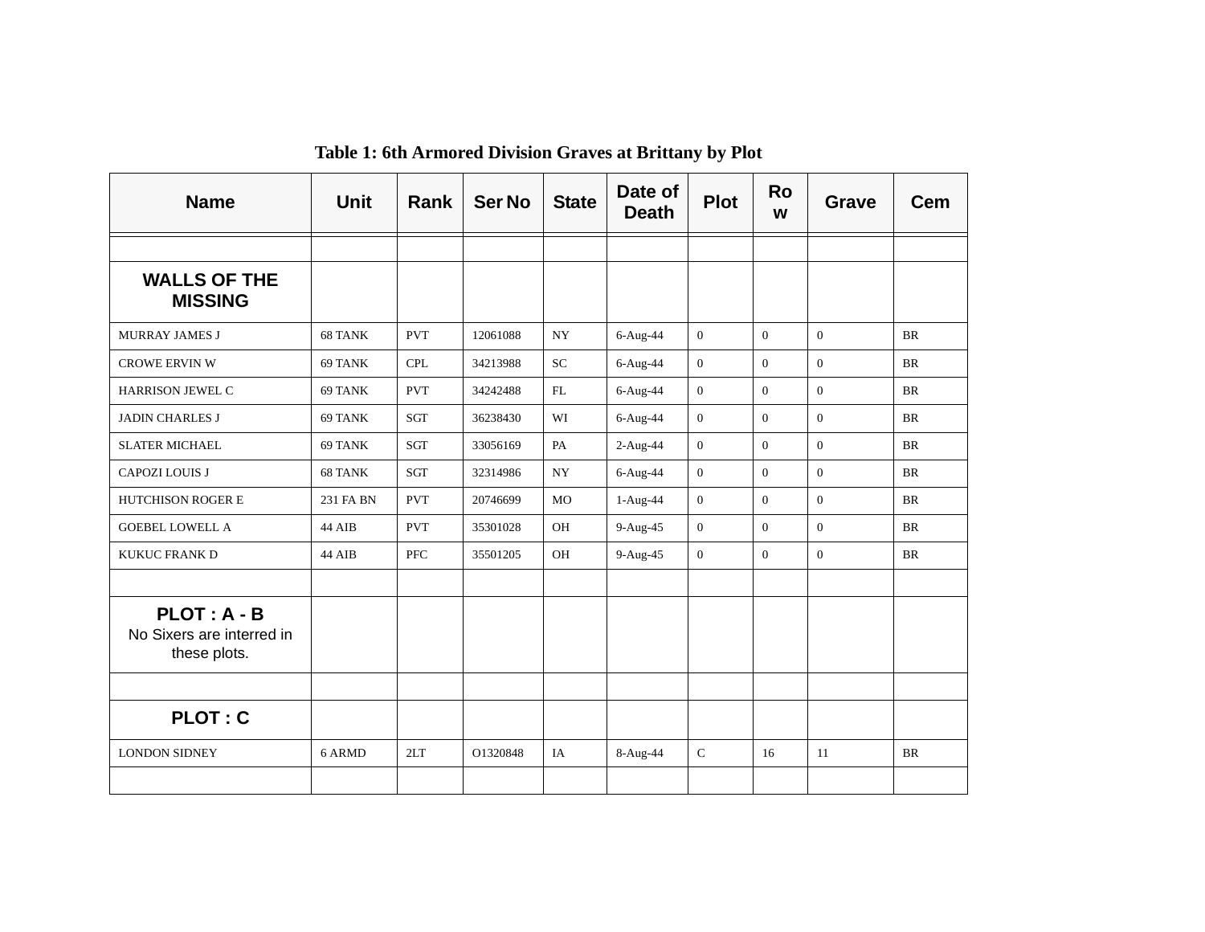**Table 1: 6th Armored Division Graves at Brittany by Plot**

| Name | Unit | Rank | Ser No | State | Date of Death | Plot | Row | Grave | Cem |
|---|---|---|---|---|---|---|---|---|---|
| | | | | | | | | | |
| **WALLS OF THE MISSING** | | | | | | | | | |
| MURRAY JAMES J | 68 TANK | PVT | 12061088 | NY | 6-Aug-44 | 0 | 0 | 0 | BR |
| CROWE ERVIN W | 69 TANK | CPL | 34213988 | SC | 6-Aug-44 | 0 | 0 | 0 | BR |
| HARRISON JEWEL C | 69 TANK | PVT | 34242488 | FL | 6-Aug-44 | 0 | 0 | 0 | BR |
| JADIN CHARLES J | 69 TANK | SGT | 36238430 | WI | 6-Aug-44 | 0 | 0 | 0 | BR |
| SLATER MICHAEL | 69 TANK | SGT | 33056169 | PA | 2-Aug-44 | 0 | 0 | 0 | BR |
| CAPOZI LOUIS J | 68 TANK | SGT | 32314986 | NY | 6-Aug-44 | 0 | 0 | 0 | BR |
| HUTCHISON ROGER E | 231 FA BN | PVT | 20746699 | MO | 1-Aug-44 | 0 | 0 | 0 | BR |
| GOEBEL LOWELL A | 44 AIB | PVT | 35301028 | OH | 9-Aug-45 | 0 | 0 | 0 | BR |
| KUKUC FRANK D | 44 AIB | PFC | 35501205 | OH | 9-Aug-45 | 0 | 0 | 0 | BR |
| | | | | | | | | | |
| **PLOT : A - B** No Sixers are interred in these plots. | | | | | | | | | |
| | | | | | | | | | |
| **PLOT : C** | | | | | | | | | |
| LONDON SIDNEY | 6 ARMD | 2LT | O1320848 | IA | 8-Aug-44 | C | 16 | 11 | BR |
| | | | | | | | | | |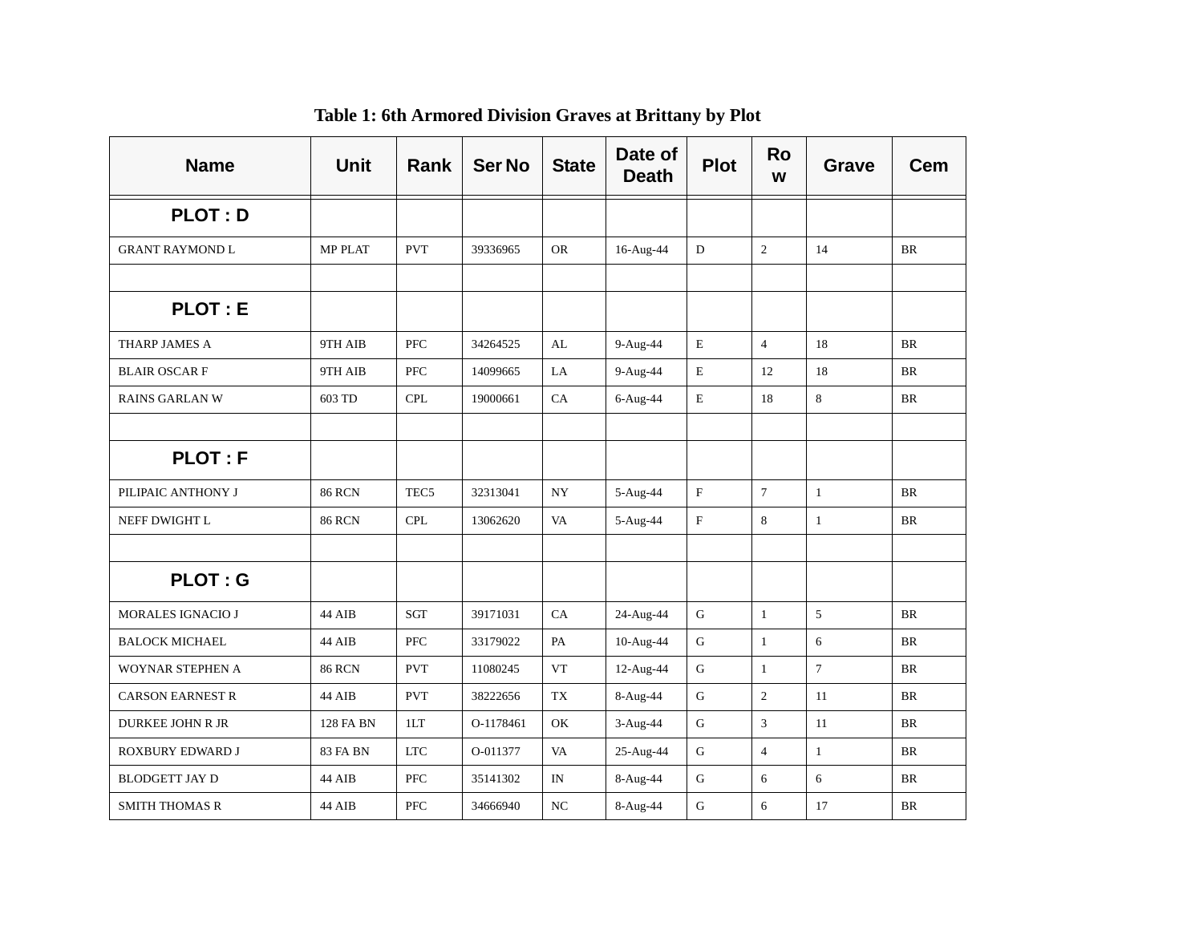**Table 1: 6th Armored Division Graves at Brittany by Plot**

| Name | Unit | Rank | Ser No | State | Date of Death | Plot | Row | Grave | Cem |
|---|---|---|---|---|---|---|---|---|---|
| **PLOT : D** | | | | | | | | | |
| GRANT RAYMOND L | MP PLAT | PVT | 39336965 | OR | 16-Aug-44 | D | 2 | 14 | BR |
| | | | | | | | | | |
| **PLOT : E** | | | | | | | | | |
| THARP JAMES A | 9TH AIB | PFC | 34264525 | AL | 9-Aug-44 | E | 4 | 18 | BR |
| BLAIR OSCAR F | 9TH AIB | PFC | 14099665 | LA | 9-Aug-44 | E | 12 | 18 | BR |
| RAINS GARLAN W | 603 TD | CPL | 19000661 | CA | 6-Aug-44 | E | 18 | 8 | BR |
| | | | | | | | | | |
| **PLOT : F** | | | | | | | | | |
| PILIPAIC ANTHONY J | 86 RCN | TEC5 | 32313041 | NY | 5-Aug-44 | F | 7 | 1 | BR |
| NEFF DWIGHT L | 86 RCN | CPL | 13062620 | VA | 5-Aug-44 | F | 8 | 1 | BR |
| | | | | | | | | | |
| **PLOT : G** | | | | | | | | | |
| MORALES IGNACIO J | 44 AIB | SGT | 39171031 | CA | 24-Aug-44 | G | 1 | 5 | BR |
| BALOCK MICHAEL | 44 AIB | PFC | 33179022 | PA | 10-Aug-44 | G | 1 | 6 | BR |
| WOYNAR STEPHEN A | 86 RCN | PVT | 11080245 | VT | 12-Aug-44 | G | 1 | 7 | BR |
| CARSON EARNEST R | 44 AIB | PVT | 38222656 | TX | 8-Aug-44 | G | 2 | 11 | BR |
| DURKEE JOHN R JR | 128 FA BN | 1LT | O-1178461 | OK | 3-Aug-44 | G | 3 | 11 | BR |
| ROXBURY EDWARD J | 83 FA BN | LTC | O-011377 | VA | 25-Aug-44 | G | 4 | 1 | BR |
| BLODGETT JAY D | 44 AIB | PFC | 35141302 | IN | 8-Aug-44 | G | 6 | 6 | BR |
| SMITH THOMAS R | 44 AIB | PFC | 34666940 | NC | 8-Aug-44 | G | 6 | 17 | BR |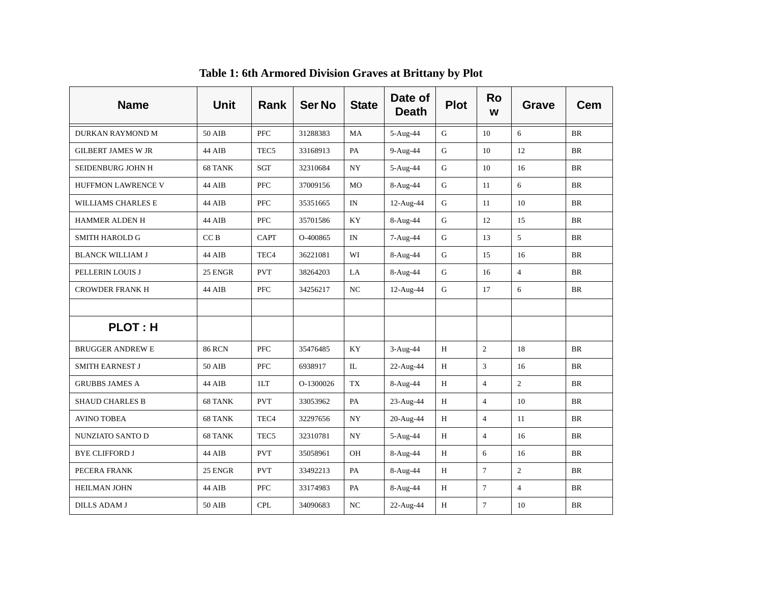**Table 1: 6th Armored Division Graves at Brittany by Plot**

| Name | Unit | Rank | Ser No | State | Date of Death | Plot | Row | Grave | Cem |
|---|---|---|---|---|---|---|---|---|---|
| DURKAN RAYMOND M | 50 AIB | PFC | 31288383 | MA | 5-Aug-44 | G | 10 | 6 | BR |
| GILBERT JAMES W JR | 44 AIB | TEC5 | 33168913 | PA | 9-Aug-44 | G | 10 | 12 | BR |
| SEIDENBURG JOHN H | 68 TANK | SGT | 32310684 | NY | 5-Aug-44 | G | 10 | 16 | BR |
| HUFFMON LAWRENCE V | 44 AIB | PFC | 37009156 | MO | 8-Aug-44 | G | 11 | 6 | BR |
| WILLIAMS CHARLES E | 44 AIB | PFC | 35351665 | IN | 12-Aug-44 | G | 11 | 10 | BR |
| HAMMER ALDEN H | 44 AIB | PFC | 35701586 | KY | 8-Aug-44 | G | 12 | 15 | BR |
| SMITH HAROLD G | CC B | CAPT | O-400865 | IN | 7-Aug-44 | G | 13 | 5 | BR |
| BLANCK WILLIAM J | 44 AIB | TEC4 | 36221081 | WI | 8-Aug-44 | G | 15 | 16 | BR |
| PELLERIN LOUIS J | 25 ENGR | PVT | 38264203 | LA | 8-Aug-44 | G | 16 | 4 | BR |
| CROWDER FRANK H | 44 AIB | PFC | 34256217 | NC | 12-Aug-44 | G | 17 | 6 | BR |
| | | | | | | | | | |
| **PLOT : H** | | | | | | | | | |
| BRUGGER ANDREW E | 86 RCN | PFC | 35476485 | KY | 3-Aug-44 | H | 2 | 18 | BR |
| SMITH EARNEST J | 50 AIB | PFC | 6938917 | IL | 22-Aug-44 | H | 3 | 16 | BR |
| GRUBBS JAMES A | 44 AIB | 1LT | O-1300026 | TX | 8-Aug-44 | H | 4 | 2 | BR |
| SHAUD CHARLES B | 68 TANK | PVT | 33053962 | PA | 23-Aug-44 | H | 4 | 10 | BR |
| AVINO TOBEA | 68 TANK | TEC4 | 32297656 | NY | 20-Aug-44 | H | 4 | 11 | BR |
| NUNZIATO SANTO D | 68 TANK | TEC5 | 32310781 | NY | 5-Aug-44 | H | 4 | 16 | BR |
| BYE CLIFFORD J | 44 AIB | PVT | 35058961 | OH | 8-Aug-44 | H | 6 | 16 | BR |
| PECERA FRANK | 25 ENGR | PVT | 33492213 | PA | 8-Aug-44 | H | 7 | 2 | BR |
| HEILMAN JOHN | 44 AIB | PFC | 33174983 | PA | 8-Aug-44 | H | 7 | 4 | BR |
| DILLS ADAM J | 50 AIB | CPL | 34090683 | NC | 22-Aug-44 | H | 7 | 10 | BR |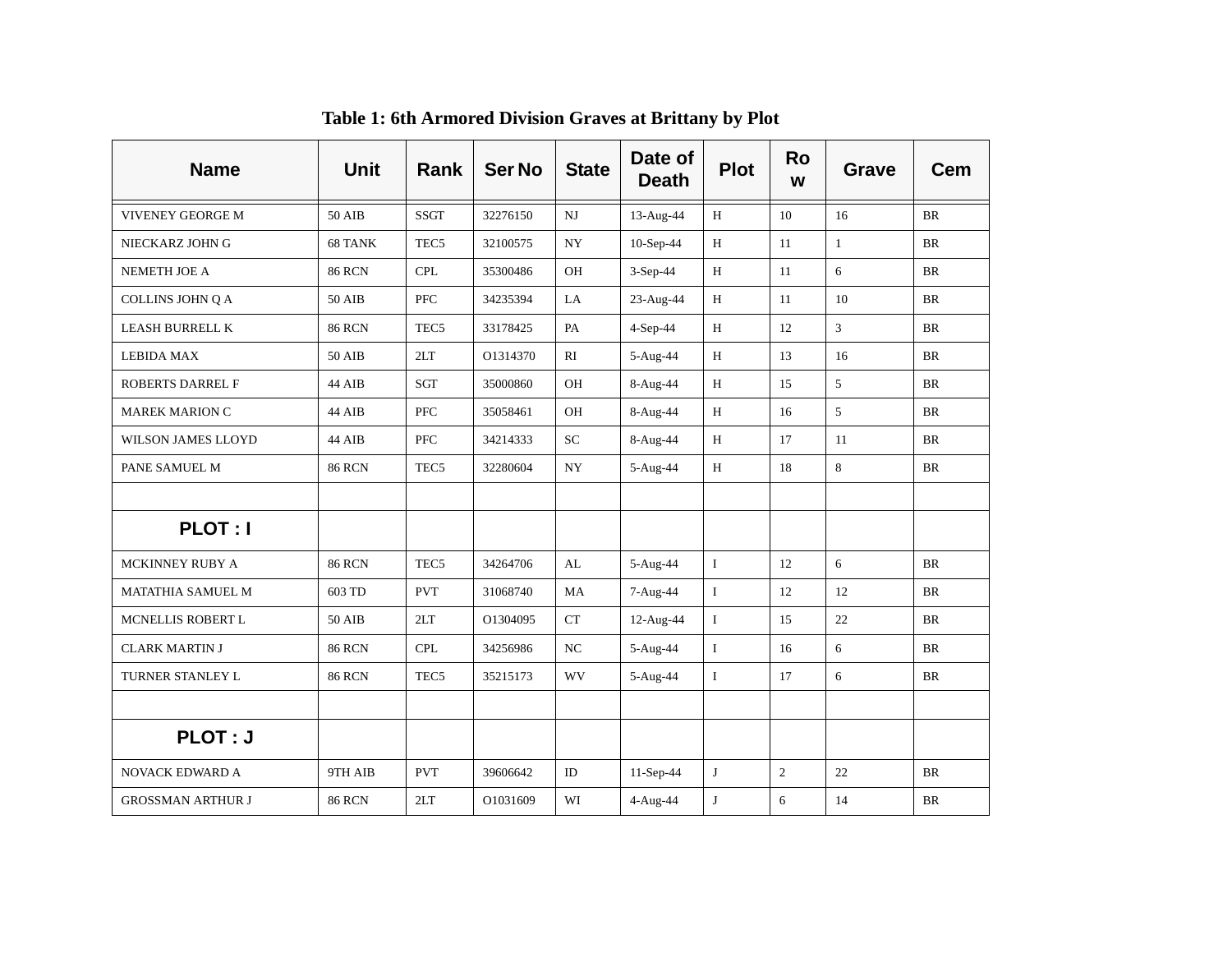**Table 1: 6th Armored Division Graves at Brittany by Plot**

| Name | Unit | Rank | Ser No | State | Date of Death | Plot | Row | Grave | Cem |
|---|---|---|---|---|---|---|---|---|---|
| VIVENEY GEORGE M | 50 AIB | SSGT | 32276150 | NJ | 13-Aug-44 | H | 10 | 16 | BR |
| NIECKARZ JOHN G | 68 TANK | TEC5 | 32100575 | NY | 10-Sep-44 | H | 11 | 1 | BR |
| NEMETH JOE A | 86 RCN | CPL | 35300486 | OH | 3-Sep-44 | H | 11 | 6 | BR |
| COLLINS JOHN Q A | 50 AIB | PFC | 34235394 | LA | 23-Aug-44 | H | 11 | 10 | BR |
| LEASH BURRELL K | 86 RCN | TEC5 | 33178425 | PA | 4-Sep-44 | H | 12 | 3 | BR |
| LEBIDA MAX | 50 AIB | 2LT | O1314370 | RI | 5-Aug-44 | H | 13 | 16 | BR |
| ROBERTS DARREL F | 44 AIB | SGT | 35000860 | OH | 8-Aug-44 | H | 15 | 5 | BR |
| MAREK MARION C | 44 AIB | PFC | 35058461 | OH | 8-Aug-44 | H | 16 | 5 | BR |
| WILSON JAMES LLOYD | 44 AIB | PFC | 34214333 | SC | 8-Aug-44 | H | 17 | 11 | BR |
| PANE SAMUEL M | 86 RCN | TEC5 | 32280604 | NY | 5-Aug-44 | H | 18 | 8 | BR |
| | | | | | | | | | |
| **PLOT : I** | | | | | | | | | |
| MCKINNEY RUBY A | 86 RCN | TEC5 | 34264706 | AL | 5-Aug-44 | I | 12 | 6 | BR |
| MATATHIA SAMUEL M | 603 TD | PVT | 31068740 | MA | 7-Aug-44 | I | 12 | 12 | BR |
| MCNELLIS ROBERT L | 50 AIB | 2LT | O1304095 | CT | 12-Aug-44 | I | 15 | 22 | BR |
| CLARK MARTIN J | 86 RCN | CPL | 34256986 | NC | 5-Aug-44 | I | 16 | 6 | BR |
| TURNER STANLEY L | 86 RCN | TEC5 | 35215173 | WV | 5-Aug-44 | I | 17 | 6 | BR |
| | | | | | | | | | |
| **PLOT : J** | | | | | | | | | |
| NOVACK EDWARD A | 9TH AIB | PVT | 39606642 | ID | 11-Sep-44 | J | 2 | 22 | BR |
| GROSSMAN ARTHUR J | 86 RCN | 2LT | O1031609 | WI | 4-Aug-44 | J | 6 | 14 | BR |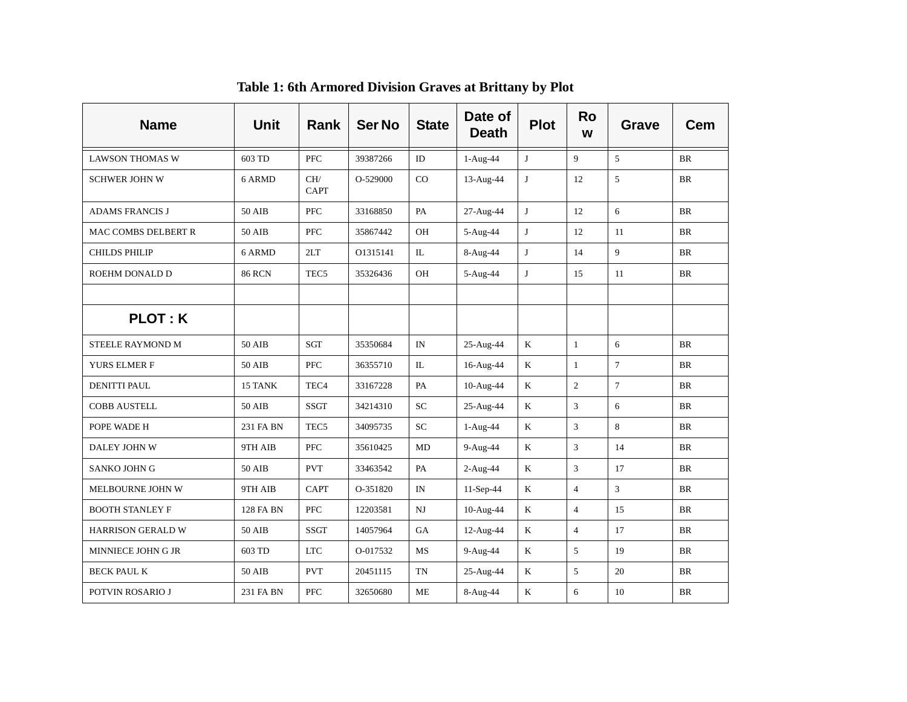**Table 1: 6th Armored Division Graves at Brittany by Plot**

| Name | Unit | Rank | Ser No | State | Date of Death | Plot | Row | Grave | Cem |
|---|---|---|---|---|---|---|---|---|---|
| LAWSON THOMAS W | 603 TD | PFC | 39387266 | ID | 1-Aug-44 | J | 9 | 5 | BR |
| SCHWER JOHN W | 6 ARMD | CH/ CAPT | O-529000 | CO | 13-Aug-44 | J | 12 | 5 | BR |
| ADAMS FRANCIS J | 50 AIB | PFC | 33168850 | PA | 27-Aug-44 | J | 12 | 6 | BR |
| MAC COMBS DELBERT R | 50 AIB | PFC | 35867442 | OH | 5-Aug-44 | J | 12 | 11 | BR |
| CHILDS PHILIP | 6 ARMD | 2LT | O1315141 | IL | 8-Aug-44 | J | 14 | 9 | BR |
| ROEHM DONALD D | 86 RCN | TEC5 | 35326436 | OH | 5-Aug-44 | J | 15 | 11 | BR |
| | | | | | | | | | |
| **PLOT : K** | | | | | | | | | |
| STEELE RAYMOND M | 50 AIB | SGT | 35350684 | IN | 25-Aug-44 | K | 1 | 6 | BR |
| YURS ELMER F | 50 AIB | PFC | 36355710 | IL | 16-Aug-44 | K | 1 | 7 | BR |
| DENITTI PAUL | 15 TANK | TEC4 | 33167228 | PA | 10-Aug-44 | K | 2 | 7 | BR |
| COBB AUSTELL | 50 AIB | SSGT | 34214310 | SC | 25-Aug-44 | K | 3 | 6 | BR |
| POPE WADE H | 231 FA BN | TEC5 | 34095735 | SC | 1-Aug-44 | K | 3 | 8 | BR |
| DALEY JOHN W | 9TH AIB | PFC | 35610425 | MD | 9-Aug-44 | K | 3 | 14 | BR |
| SANKO JOHN G | 50 AIB | PVT | 33463542 | PA | 2-Aug-44 | K | 3 | 17 | BR |
| MELBOURNE JOHN W | 9TH AIB | CAPT | O-351820 | IN | 11-Sep-44 | K | 4 | 3 | BR |
| BOOTH STANLEY F | 128 FA BN | PFC | 12203581 | NJ | 10-Aug-44 | K | 4 | 15 | BR |
| HARRISON GERALD W | 50 AIB | SSGT | 14057964 | GA | 12-Aug-44 | K | 4 | 17 | BR |
| MINNIECE JOHN G JR | 603 TD | LTC | O-017532 | MS | 9-Aug-44 | K | 5 | 19 | BR |
| BECK PAUL K | 50 AIB | PVT | 20451115 | TN | 25-Aug-44 | K | 5 | 20 | BR |
| POTVIN ROSARIO J | 231 FA BN | PFC | 32650680 | ME | 8-Aug-44 | K | 6 | 10 | BR |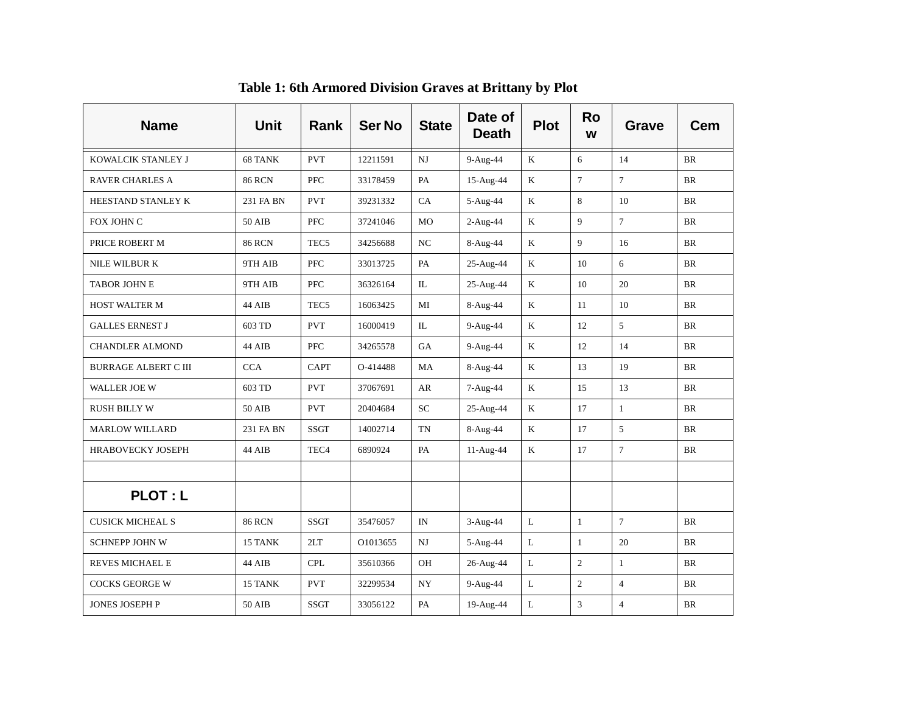**Table 1: 6th Armored Division Graves at Brittany by Plot**

| Name | Unit | Rank | Ser No | State | Date of Death | Plot | Row | Grave | Cem |
|---|---|---|---|---|---|---|---|---|---|
| KOWALCIK STANLEY J | 68 TANK | PVT | 12211591 | NJ | 9-Aug-44 | K | 6 | 14 | BR |
| RAVER CHARLES A | 86 RCN | PFC | 33178459 | PA | 15-Aug-44 | K | 7 | 7 | BR |
| HEESTAND STANLEY K | 231 FA BN | PVT | 39231332 | CA | 5-Aug-44 | K | 8 | 10 | BR |
| FOX JOHN C | 50 AIB | PFC | 37241046 | MO | 2-Aug-44 | K | 9 | 7 | BR |
| PRICE ROBERT M | 86 RCN | TEC5 | 34256688 | NC | 8-Aug-44 | K | 9 | 16 | BR |
| NILE WILBUR K | 9TH AIB | PFC | 33013725 | PA | 25-Aug-44 | K | 10 | 6 | BR |
| TABOR JOHN E | 9TH AIB | PFC | 36326164 | IL | 25-Aug-44 | K | 10 | 20 | BR |
| HOST WALTER M | 44 AIB | TEC5 | 16063425 | MI | 8-Aug-44 | K | 11 | 10 | BR |
| GALLES ERNEST J | 603 TD | PVT | 16000419 | IL | 9-Aug-44 | K | 12 | 5 | BR |
| CHANDLER ALMOND | 44 AIB | PFC | 34265578 | GA | 9-Aug-44 | K | 12 | 14 | BR |
| BURRAGE ALBERT C III | CCA | CAPT | O-414488 | MA | 8-Aug-44 | K | 13 | 19 | BR |
| WALLER JOE W | 603 TD | PVT | 37067691 | AR | 7-Aug-44 | K | 15 | 13 | BR |
| RUSH BILLY W | 50 AIB | PVT | 20404684 | SC | 25-Aug-44 | K | 17 | 1 | BR |
| MARLOW WILLARD | 231 FA BN | SSGT | 14002714 | TN | 8-Aug-44 | K | 17 | 5 | BR |
| HRABOVECKY JOSEPH | 44 AIB | TEC4 | 6890924 | PA | 11-Aug-44 | K | 17 | 7 | BR |
| | | | | | | | | | |
| **PLOT : L** | | | | | | | | | |
| CUSICK MICHEAL S | 86 RCN | SSGT | 35476057 | IN | 3-Aug-44 | L | 1 | 7 | BR |
| SCHNEPP JOHN W | 15 TANK | 2LT | O1013655 | NJ | 5-Aug-44 | L | 1 | 20 | BR |
| REVES MICHAEL E | 44 AIB | CPL | 35610366 | OH | 26-Aug-44 | L | 2 | 1 | BR |
| COCKS GEORGE W | 15 TANK | PVT | 32299534 | NY | 9-Aug-44 | L | 2 | 4 | BR |
| JONES JOSEPH P | 50 AIB | SSGT | 33056122 | PA | 19-Aug-44 | L | 3 | 4 | BR |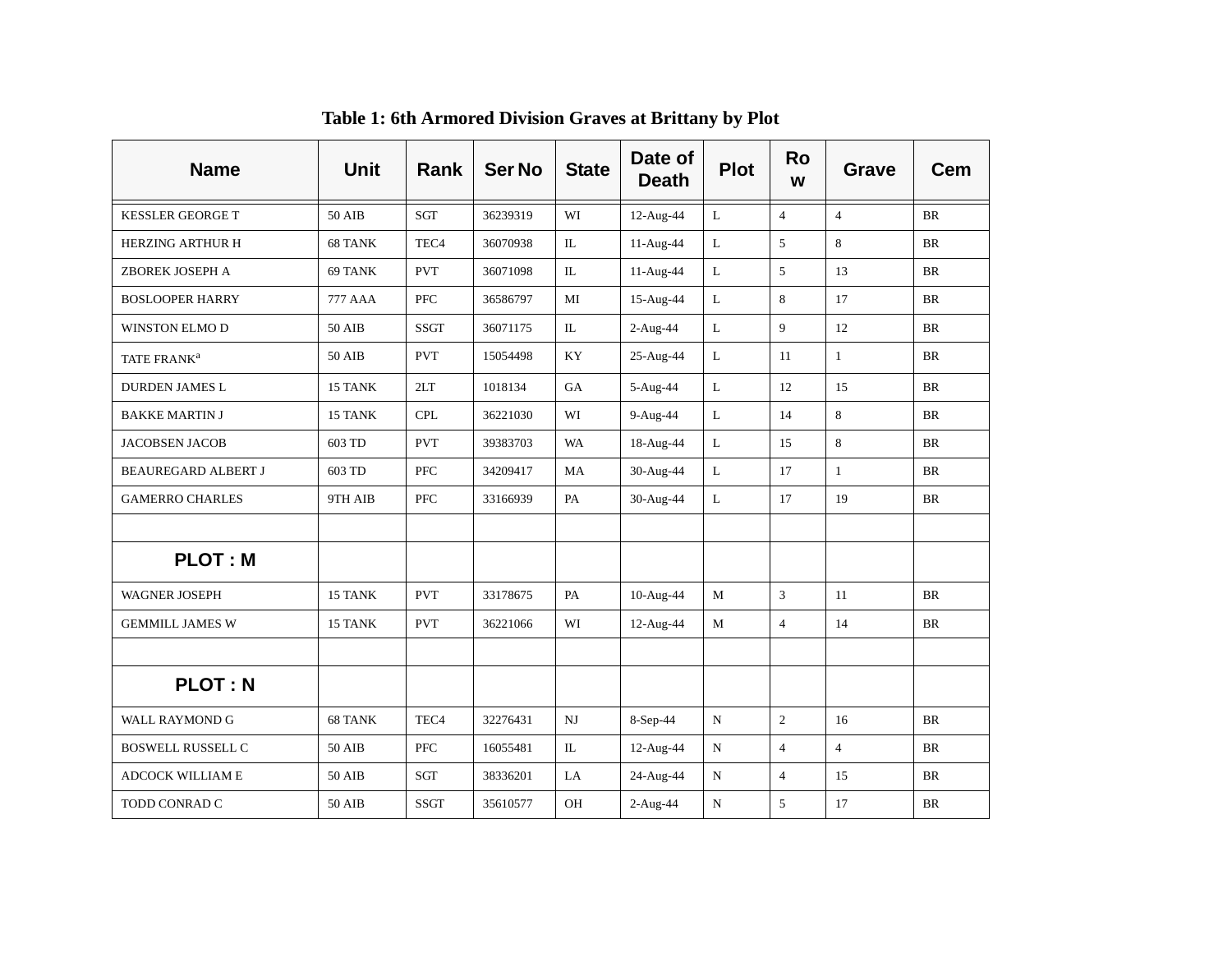**Table 1: 6th Armored Division Graves at Brittany by Plot**

| Name | Unit | Rank | Ser No | State | Date of Death | Plot | Row | Grave | Cem |
|---|---|---|---|---|---|---|---|---|---|
| KESSLER GEORGE T | 50 AIB | SGT | 36239319 | WI | 12-Aug-44 | L | 4 | 4 | BR |
| HERZING ARTHUR H | 68 TANK | TEC4 | 36070938 | IL | 11-Aug-44 | L | 5 | 8 | BR |
| ZBOREK JOSEPH A | 69 TANK | PVT | 36071098 | IL | 11-Aug-44 | L | 5 | 13 | BR |
| BOSLOOPER HARRY | 777 AAA | PFC | 36586797 | MI | 15-Aug-44 | L | 8 | 17 | BR |
| WINSTON ELMO D | 50 AIB | SSGT | 36071175 | IL | 2-Aug-44 | L | 9 | 12 | BR |
| TATE FRANK[a] | 50 AIB | PVT | 15054498 | KY | 25-Aug-44 | L | 11 | 1 | BR |
| DURDEN JAMES L | 15 TANK | 2LT | 1018134 | GA | 5-Aug-44 | L | 12 | 15 | BR |
| BAKKE MARTIN J | 15 TANK | CPL | 36221030 | WI | 9-Aug-44 | L | 14 | 8 | BR |
| JACOBSEN JACOB | 603 TD | PVT | 39383703 | WA | 18-Aug-44 | L | 15 | 8 | BR |
| BEAUREGARD ALBERT J | 603 TD | PFC | 34209417 | MA | 30-Aug-44 | L | 17 | 1 | BR |
| GAMERRO CHARLES | 9TH AIB | PFC | 33166939 | PA | 30-Aug-44 | L | 17 | 19 | BR |
| | | | | | | | | | |
| **PLOT : M** | | | | | | | | | |
| WAGNER JOSEPH | 15 TANK | PVT | 33178675 | PA | 10-Aug-44 | M | 3 | 11 | BR |
| GEMMILL JAMES W | 15 TANK | PVT | 36221066 | WI | 12-Aug-44 | M | 4 | 14 | BR |
| | | | | | | | | | |
| **PLOT : N** | | | | | | | | | |
| WALL RAYMOND G | 68 TANK | TEC4 | 32276431 | NJ | 8-Sep-44 | N | 2 | 16 | BR |
| BOSWELL RUSSELL C | 50 AIB | PFC | 16055481 | IL | 12-Aug-44 | N | 4 | 4 | BR |
| ADCOCK WILLIAM E | 50 AIB | SGT | 38336201 | LA | 24-Aug-44 | N | 4 | 15 | BR |
| TODD CONRAD C | 50 AIB | SSGT | 35610577 | OH | 2-Aug-44 | N | 5 | 17 | BR |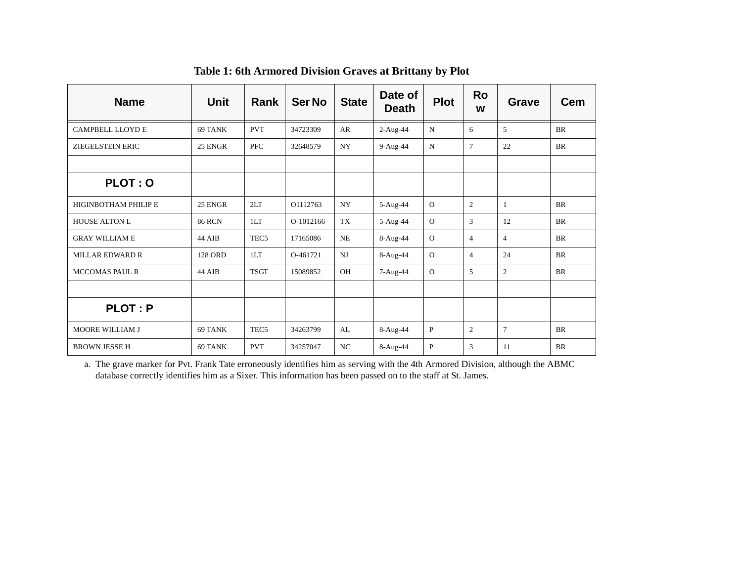**Table 1: 6th Armored Division Graves at Brittany by Plot**

| Name | Unit | Rank | Ser No | State | Date of Death | Plot | Row | Grave | Cem |
|---|---|---|---|---|---|---|---|---|---|
| CAMPBELL LLOYD E | 69 TANK | PVT | 34723309 | AR | 2-Aug-44 | N | 6 | 5 | BR |
| ZIEGELSTEIN ERIC | 25 ENGR | PFC | 32648579 | NY | 9-Aug-44 | N | 7 | 22 | BR |
| | | | | | | | | | |
| **PLOT : O** | | | | | | | | | |
| HIGINBOTHAM PHILIP E | 25 ENGR | 2LT | O1112763 | NY | 5-Aug-44 | O | 2 | 1 | BR |
| HOUSE ALTON L | 86 RCN | 1LT | O-1012166 | TX | 5-Aug-44 | O | 3 | 12 | BR |
| GRAY WILLIAM E | 44 AIB | TEC5 | 17165086 | NE | 8-Aug-44 | O | 4 | 4 | BR |
| MILLAR EDWARD R | 128 ORD | 1LT | O-461721 | NJ | 8-Aug-44 | O | 4 | 24 | BR |
| MCCOMAS PAUL R | 44 AIB | TSGT | 15089852 | OH | 7-Aug-44 | O | 5 | 2 | BR |
| | | | | | | | | | |
| **PLOT : P** | | | | | | | | | |
| MOORE WILLIAM J | 69 TANK | TEC5 | 34263799 | AL | 8-Aug-44 | P | 2 | 7 | BR |
| BROWN JESSE H | 69 TANK | PVT | 34257047 | NC | 8-Aug-44 | P | 3 | 11 | BR |

a. The grave marker for Pvt. Frank Tate erroneously identifies him as serving with the 4th Armored Division, although the ABMC database correctly identifies him as a Sixer. This information has been passed on to the staff at St. James.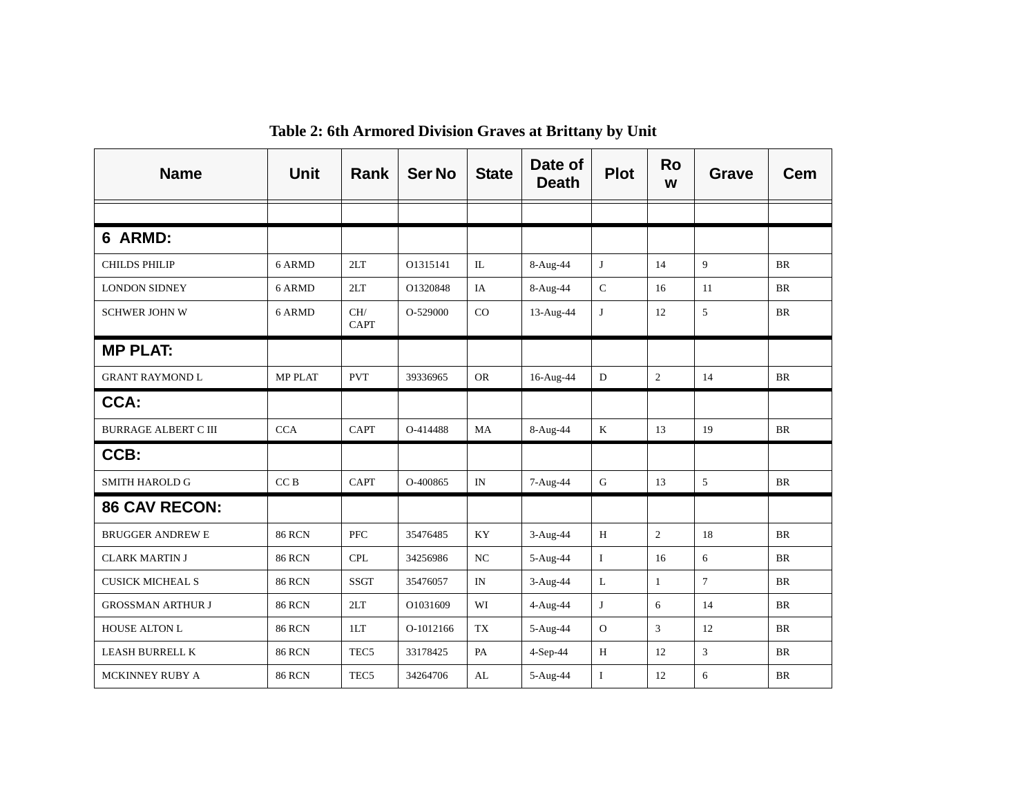**Table 2: 6th Armored Division Graves at Brittany by Unit**

| Name | Unit | Rank | Ser No | State | Date of Death | Plot | Row | Grave | Cem |
|---|---|---|---|---|---|---|---|---|---|
| | | | | | | | | | |
| **6 ARMD:** | | | | | | | | | |
| CHILDS PHILIP | 6 ARMD | 2LT | O1315141 | IL | 8-Aug-44 | J | 14 | 9 | BR |
| LONDON SIDNEY | 6 ARMD | 2LT | O1320848 | IA | 8-Aug-44 | C | 16 | 11 | BR |
| SCHWER JOHN W | 6 ARMD | CH/ CAPT | O-529000 | CO | 13-Aug-44 | J | 12 | 5 | BR |
| **MP PLAT:** | | | | | | | | | |
| GRANT RAYMOND L | MP PLAT | PVT | 39336965 | OR | 16-Aug-44 | D | 2 | 14 | BR |
| **CCA:** | | | | | | | | | |
| BURRAGE ALBERT C III | CCA | CAPT | O-414488 | MA | 8-Aug-44 | K | 13 | 19 | BR |
| **CCB:** | | | | | | | | | |
| SMITH HAROLD G | CC B | CAPT | O-400865 | IN | 7-Aug-44 | G | 13 | 5 | BR |
| **86 CAV RECON:** | | | | | | | | | |
| BRUGGER ANDREW E | 86 RCN | PFC | 35476485 | KY | 3-Aug-44 | H | 2 | 18 | BR |
| CLARK MARTIN J | 86 RCN | CPL | 34256986 | NC | 5-Aug-44 | I | 16 | 6 | BR |
| CUSICK MICHEAL S | 86 RCN | SSGT | 35476057 | IN | 3-Aug-44 | L | 1 | 7 | BR |
| GROSSMAN ARTHUR J | 86 RCN | 2LT | O1031609 | WI | 4-Aug-44 | J | 6 | 14 | BR |
| HOUSE ALTON L | 86 RCN | 1LT | O-1012166 | TX | 5-Aug-44 | O | 3 | 12 | BR |
| LEASH BURRELL K | 86 RCN | TEC5 | 33178425 | PA | 4-Sep-44 | H | 12 | 3 | BR |
| MCKINNEY RUBY A | 86 RCN | TEC5 | 34264706 | AL | 5-Aug-44 | I | 12 | 6 | BR |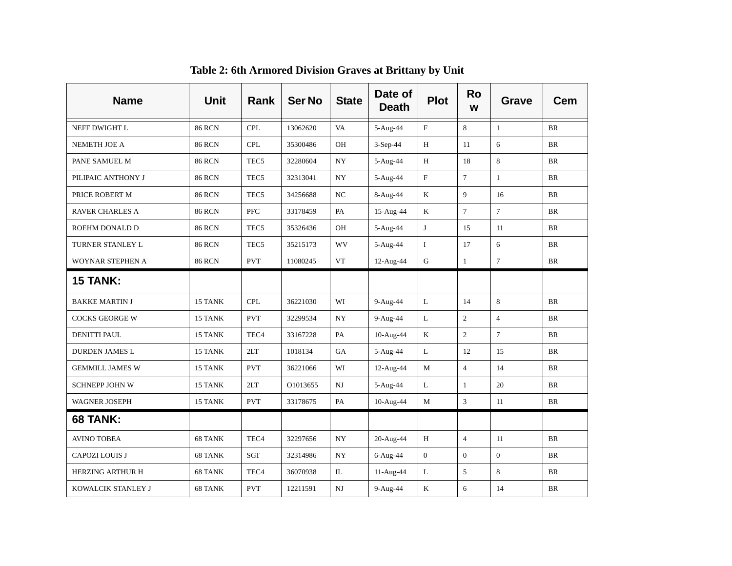**Table 2: 6th Armored Division Graves at Brittany by Unit**

| Name | Unit | Rank | Ser No | State | Date of Death | Plot | Row | Grave | Cem |
|---|---|---|---|---|---|---|---|---|---|
| NEFF DWIGHT L | 86 RCN | CPL | 13062620 | VA | 5-Aug-44 | F | 8 | 1 | BR |
| NEMETH JOE A | 86 RCN | CPL | 35300486 | OH | 3-Sep-44 | H | 11 | 6 | BR |
| PANE SAMUEL M | 86 RCN | TEC5 | 32280604 | NY | 5-Aug-44 | H | 18 | 8 | BR |
| PILIPAIC ANTHONY J | 86 RCN | TEC5 | 32313041 | NY | 5-Aug-44 | F | 7 | 1 | BR |
| PRICE ROBERT M | 86 RCN | TEC5 | 34256688 | NC | 8-Aug-44 | K | 9 | 16 | BR |
| RAVER CHARLES A | 86 RCN | PFC | 33178459 | PA | 15-Aug-44 | K | 7 | 7 | BR |
| ROEHM DONALD D | 86 RCN | TEC5 | 35326436 | OH | 5-Aug-44 | J | 15 | 11 | BR |
| TURNER STANLEY L | 86 RCN | TEC5 | 35215173 | WV | 5-Aug-44 | I | 17 | 6 | BR |
| WOYNAR STEPHEN A | 86 RCN | PVT | 11080245 | VT | 12-Aug-44 | G | 1 | 7 | BR |
| **15 TANK:** | | | | | | | | | |
| BAKKE MARTIN J | 15 TANK | CPL | 36221030 | WI | 9-Aug-44 | L | 14 | 8 | BR |
| COCKS GEORGE W | 15 TANK | PVT | 32299534 | NY | 9-Aug-44 | L | 2 | 4 | BR |
| DENITTI PAUL | 15 TANK | TEC4 | 33167228 | PA | 10-Aug-44 | K | 2 | 7 | BR |
| DURDEN JAMES L | 15 TANK | 2LT | 1018134 | GA | 5-Aug-44 | L | 12 | 15 | BR |
| GEMMILL JAMES W | 15 TANK | PVT | 36221066 | WI | 12-Aug-44 | M | 4 | 14 | BR |
| SCHNEPP JOHN W | 15 TANK | 2LT | O1013655 | NJ | 5-Aug-44 | L | 1 | 20 | BR |
| WAGNER JOSEPH | 15 TANK | PVT | 33178675 | PA | 10-Aug-44 | M | 3 | 11 | BR |
| **68 TANK:** | | | | | | | | | |
| AVINO TOBEA | 68 TANK | TEC4 | 32297656 | NY | 20-Aug-44 | H | 4 | 11 | BR |
| CAPOZI LOUIS J | 68 TANK | SGT | 32314986 | NY | 6-Aug-44 | 0 | 0 | 0 | BR |
| HERZING ARTHUR H | 68 TANK | TEC4 | 36070938 | IL | 11-Aug-44 | L | 5 | 8 | BR |
| KOWALCIK STANLEY J | 68 TANK | PVT | 12211591 | NJ | 9-Aug-44 | K | 6 | 14 | BR |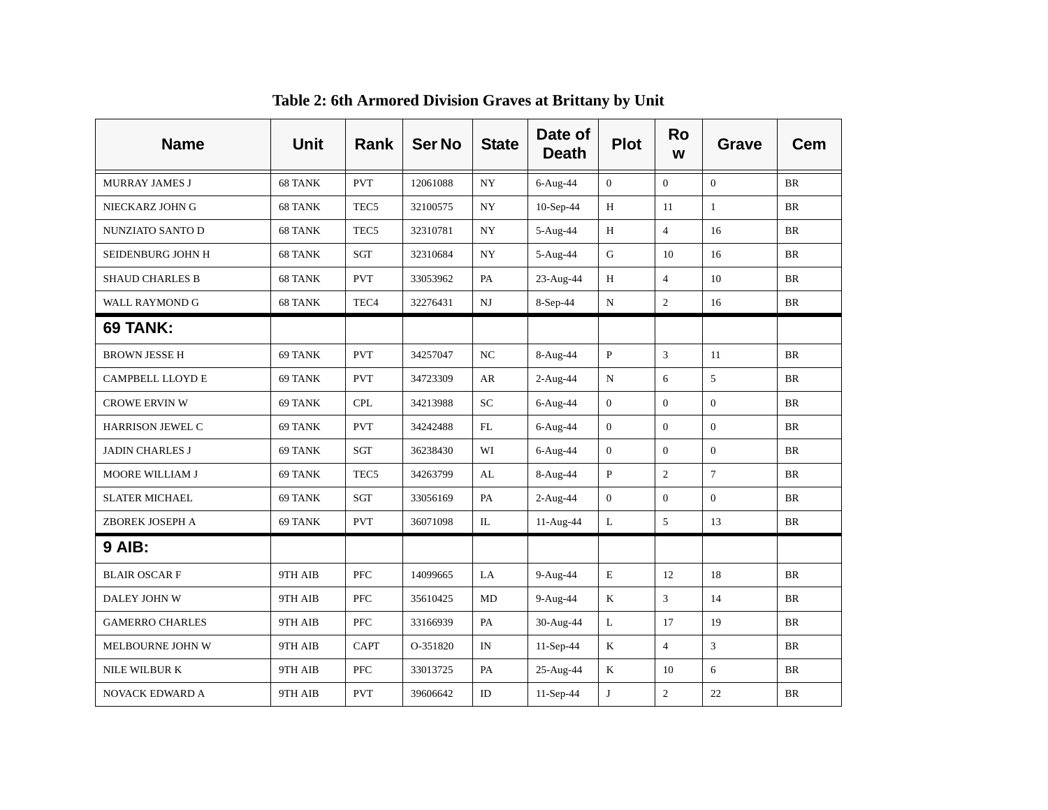**Table 2: 6th Armored Division Graves at Brittany by Unit**

| Name | Unit | Rank | Ser No | State | Date of Death | Plot | Row | Grave | Cem |
|---|---|---|---|---|---|---|---|---|---|
| MURRAY JAMES J | 68 TANK | PVT | 12061088 | NY | 6-Aug-44 | 0 | 0 | 0 | BR |
| NIECKARZ JOHN G | 68 TANK | TEC5 | 32100575 | NY | 10-Sep-44 | H | 11 | 1 | BR |
| NUNZIATO SANTO D | 68 TANK | TEC5 | 32310781 | NY | 5-Aug-44 | H | 4 | 16 | BR |
| SEIDENBURG JOHN H | 68 TANK | SGT | 32310684 | NY | 5-Aug-44 | G | 10 | 16 | BR |
| SHAUD CHARLES B | 68 TANK | PVT | 33053962 | PA | 23-Aug-44 | H | 4 | 10 | BR |
| WALL RAYMOND G | 68 TANK | TEC4 | 32276431 | NJ | 8-Sep-44 | N | 2 | 16 | BR |
| **69 TANK:** | | | | | | | | | |
| BROWN JESSE H | 69 TANK | PVT | 34257047 | NC | 8-Aug-44 | P | 3 | 11 | BR |
| CAMPBELL LLOYD E | 69 TANK | PVT | 34723309 | AR | 2-Aug-44 | N | 6 | 5 | BR |
| CROWE ERVIN W | 69 TANK | CPL | 34213988 | SC | 6-Aug-44 | 0 | 0 | 0 | BR |
| HARRISON JEWEL C | 69 TANK | PVT | 34242488 | FL | 6-Aug-44 | 0 | 0 | 0 | BR |
| JADIN CHARLES J | 69 TANK | SGT | 36238430 | WI | 6-Aug-44 | 0 | 0 | 0 | BR |
| MOORE WILLIAM J | 69 TANK | TEC5 | 34263799 | AL | 8-Aug-44 | P | 2 | 7 | BR |
| SLATER MICHAEL | 69 TANK | SGT | 33056169 | PA | 2-Aug-44 | 0 | 0 | 0 | BR |
| ZBOREK JOSEPH A | 69 TANK | PVT | 36071098 | IL | 11-Aug-44 | L | 5 | 13 | BR |
| **9 AIB:** | | | | | | | | | |
| BLAIR OSCAR F | 9TH AIB | PFC | 14099665 | LA | 9-Aug-44 | E | 12 | 18 | BR |
| DALEY JOHN W | 9TH AIB | PFC | 35610425 | MD | 9-Aug-44 | K | 3 | 14 | BR |
| GAMERRO CHARLES | 9TH AIB | PFC | 33166939 | PA | 30-Aug-44 | L | 17 | 19 | BR |
| MELBOURNE JOHN W | 9TH AIB | CAPT | O-351820 | IN | 11-Sep-44 | K | 4 | 3 | BR |
| NILE WILBUR K | 9TH AIB | PFC | 33013725 | PA | 25-Aug-44 | K | 10 | 6 | BR |
| NOVACK EDWARD A | 9TH AIB | PVT | 39606642 | ID | 11-Sep-44 | J | 2 | 22 | BR |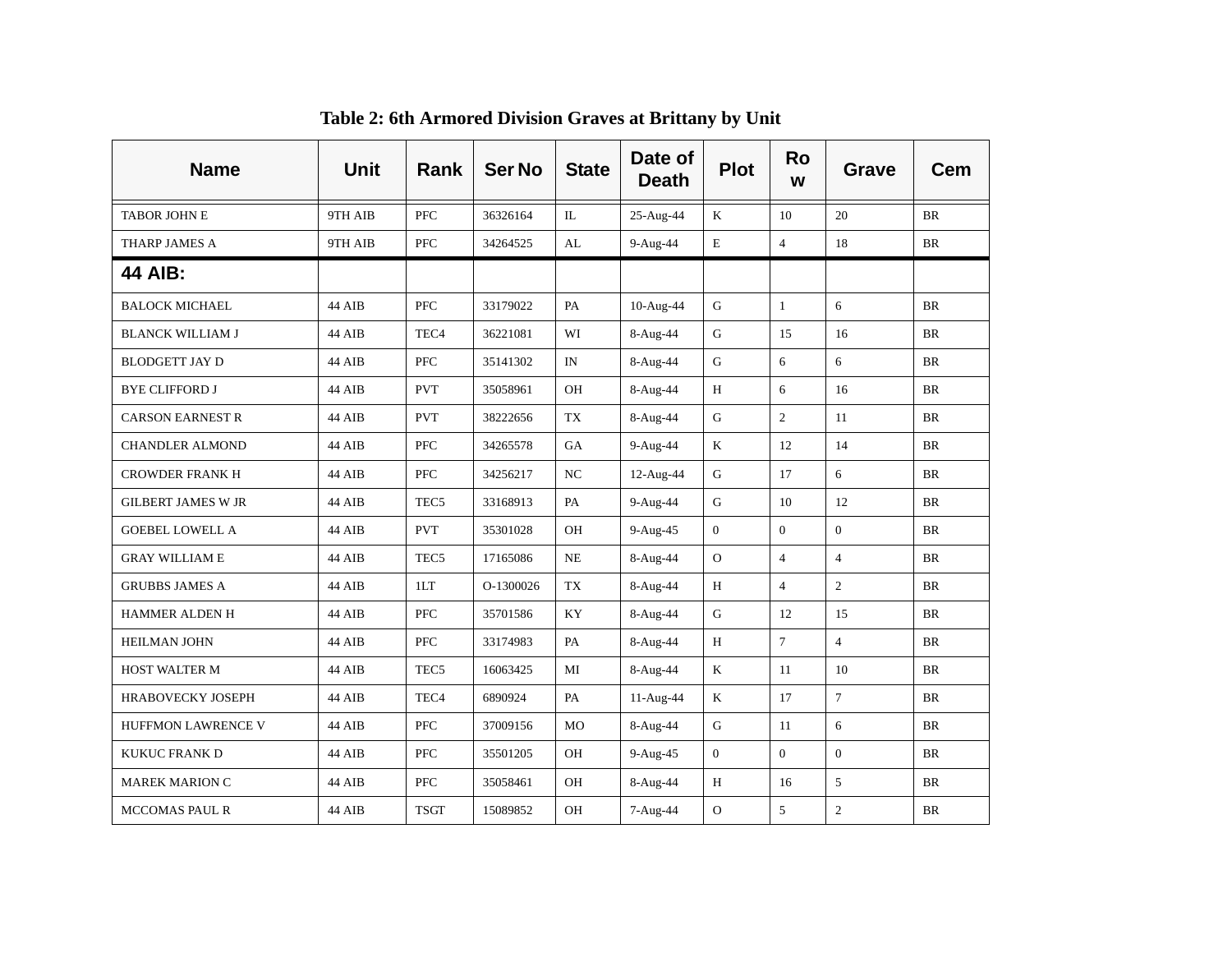**Table 2: 6th Armored Division Graves at Brittany by Unit**

| Name | Unit | Rank | Ser No | State | Date of Death | Plot | Row | Grave | Cem |
|---|---|---|---|---|---|---|---|---|---|
| TABOR JOHN E | 9TH AIB | PFC | 36326164 | IL | 25-Aug-44 | K | 10 | 20 | BR |
| THARP JAMES A | 9TH AIB | PFC | 34264525 | AL | 9-Aug-44 | E | 4 | 18 | BR |
| **44 AIB:** | | | | | | | | | |
| BALOCK MICHAEL | 44 AIB | PFC | 33179022 | PA | 10-Aug-44 | G | 1 | 6 | BR |
| BLANCK WILLIAM J | 44 AIB | TEC4 | 36221081 | WI | 8-Aug-44 | G | 15 | 16 | BR |
| BLODGETT JAY D | 44 AIB | PFC | 35141302 | IN | 8-Aug-44 | G | 6 | 6 | BR |
| BYE CLIFFORD J | 44 AIB | PVT | 35058961 | OH | 8-Aug-44 | H | 6 | 16 | BR |
| CARSON EARNEST R | 44 AIB | PVT | 38222656 | TX | 8-Aug-44 | G | 2 | 11 | BR |
| CHANDLER ALMOND | 44 AIB | PFC | 34265578 | GA | 9-Aug-44 | K | 12 | 14 | BR |
| CROWDER FRANK H | 44 AIB | PFC | 34256217 | NC | 12-Aug-44 | G | 17 | 6 | BR |
| GILBERT JAMES W JR | 44 AIB | TEC5 | 33168913 | PA | 9-Aug-44 | G | 10 | 12 | BR |
| GOEBEL LOWELL A | 44 AIB | PVT | 35301028 | OH | 9-Aug-45 | 0 | 0 | 0 | BR |
| GRAY WILLIAM E | 44 AIB | TEC5 | 17165086 | NE | 8-Aug-44 | O | 4 | 4 | BR |
| GRUBBS JAMES A | 44 AIB | 1LT | O-1300026 | TX | 8-Aug-44 | H | 4 | 2 | BR |
| HAMMER ALDEN H | 44 AIB | PFC | 35701586 | KY | 8-Aug-44 | G | 12 | 15 | BR |
| HEILMAN JOHN | 44 AIB | PFC | 33174983 | PA | 8-Aug-44 | H | 7 | 4 | BR |
| HOST WALTER M | 44 AIB | TEC5 | 16063425 | MI | 8-Aug-44 | K | 11 | 10 | BR |
| HRABOVECKY JOSEPH | 44 AIB | TEC4 | 6890924 | PA | 11-Aug-44 | K | 17 | 7 | BR |
| HUFFMON LAWRENCE V | 44 AIB | PFC | 37009156 | MO | 8-Aug-44 | G | 11 | 6 | BR |
| KUKUC FRANK D | 44 AIB | PFC | 35501205 | OH | 9-Aug-45 | 0 | 0 | 0 | BR |
| MAREK MARION C | 44 AIB | PFC | 35058461 | OH | 8-Aug-44 | H | 16 | 5 | BR |
| MCCOMAS PAUL R | 44 AIB | TSGT | 15089852 | OH | 7-Aug-44 | O | 5 | 2 | BR |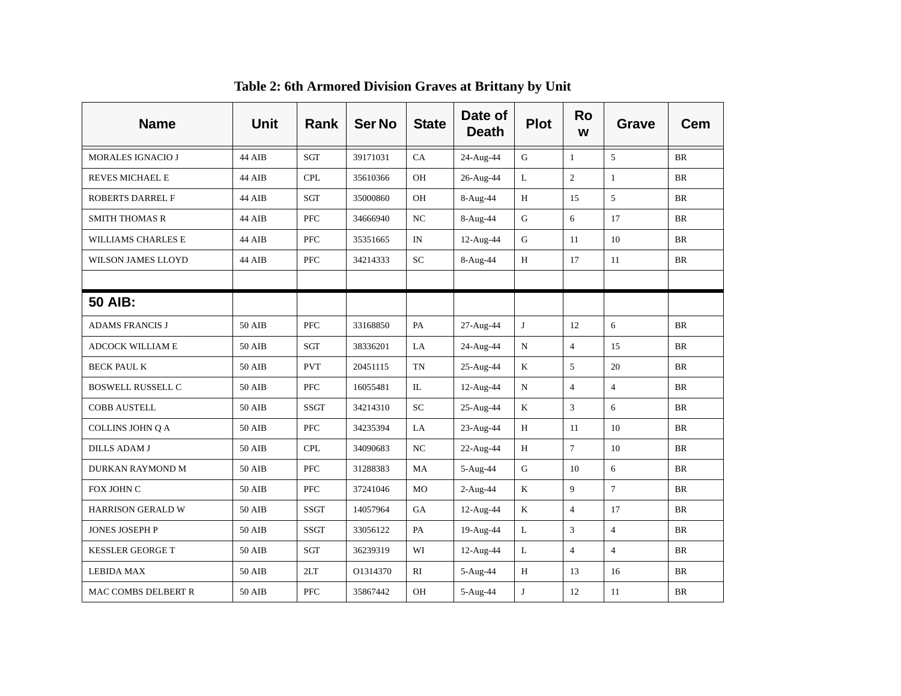**Table 2: 6th Armored Division Graves at Brittany by Unit**

| Name | Unit | Rank | Ser No | State | Date of Death | Plot | Row | Grave | Cem |
|---|---|---|---|---|---|---|---|---|---|
| MORALES IGNACIO J | 44 AIB | SGT | 39171031 | CA | 24-Aug-44 | G | 1 | 5 | BR |
| REVES MICHAEL E | 44 AIB | CPL | 35610366 | OH | 26-Aug-44 | L | 2 | 1 | BR |
| ROBERTS DARREL F | 44 AIB | SGT | 35000860 | OH | 8-Aug-44 | H | 15 | 5 | BR |
| SMITH THOMAS R | 44 AIB | PFC | 34666940 | NC | 8-Aug-44 | G | 6 | 17 | BR |
| WILLIAMS CHARLES E | 44 AIB | PFC | 35351665 | IN | 12-Aug-44 | G | 11 | 10 | BR |
| WILSON JAMES LLOYD | 44 AIB | PFC | 34214333 | SC | 8-Aug-44 | H | 17 | 11 | BR |
| | | | | | | | | | |
| **50 AIB:** | | | | | | | | | |
| ADAMS FRANCIS J | 50 AIB | PFC | 33168850 | PA | 27-Aug-44 | J | 12 | 6 | BR |
| ADCOCK WILLIAM E | 50 AIB | SGT | 38336201 | LA | 24-Aug-44 | N | 4 | 15 | BR |
| BECK PAUL K | 50 AIB | PVT | 20451115 | TN | 25-Aug-44 | K | 5 | 20 | BR |
| BOSWELL RUSSELL C | 50 AIB | PFC | 16055481 | IL | 12-Aug-44 | N | 4 | 4 | BR |
| COBB AUSTELL | 50 AIB | SSGT | 34214310 | SC | 25-Aug-44 | K | 3 | 6 | BR |
| COLLINS JOHN Q A | 50 AIB | PFC | 34235394 | LA | 23-Aug-44 | H | 11 | 10 | BR |
| DILLS ADAM J | 50 AIB | CPL | 34090683 | NC | 22-Aug-44 | H | 7 | 10 | BR |
| DURKAN RAYMOND M | 50 AIB | PFC | 31288383 | MA | 5-Aug-44 | G | 10 | 6 | BR |
| FOX JOHN C | 50 AIB | PFC | 37241046 | MO | 2-Aug-44 | K | 9 | 7 | BR |
| HARRISON GERALD W | 50 AIB | SSGT | 14057964 | GA | 12-Aug-44 | K | 4 | 17 | BR |
| JONES JOSEPH P | 50 AIB | SSGT | 33056122 | PA | 19-Aug-44 | L | 3 | 4 | BR |
| KESSLER GEORGE T | 50 AIB | SGT | 36239319 | WI | 12-Aug-44 | L | 4 | 4 | BR |
| LEBIDA MAX | 50 AIB | 2LT | O1314370 | RI | 5-Aug-44 | H | 13 | 16 | BR |
| MAC COMBS DELBERT R | 50 AIB | PFC | 35867442 | OH | 5-Aug-44 | J | 12 | 11 | BR |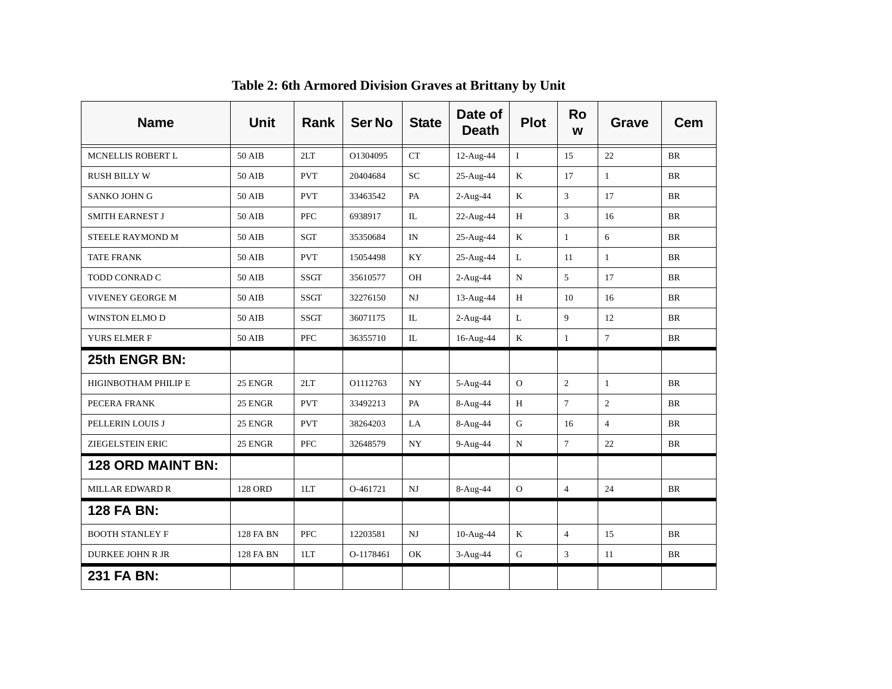**Table 2: 6th Armored Division Graves at Brittany by Unit**

| Name | Unit | Rank | Ser No | State | Date of Death | Plot | Row | Grave | Cem |
|---|---|---|---|---|---|---|---|---|---|
| MCNELLIS ROBERT L | 50 AIB | 2LT | O1304095 | CT | 12-Aug-44 | I | 15 | 22 | BR |
| RUSH BILLY W | 50 AIB | PVT | 20404684 | SC | 25-Aug-44 | K | 17 | 1 | BR |
| SANKO JOHN G | 50 AIB | PVT | 33463542 | PA | 2-Aug-44 | K | 3 | 17 | BR |
| SMITH EARNEST J | 50 AIB | PFC | 6938917 | IL | 22-Aug-44 | H | 3 | 16 | BR |
| STEELE RAYMOND M | 50 AIB | SGT | 35350684 | IN | 25-Aug-44 | K | 1 | 6 | BR |
| TATE FRANK | 50 AIB | PVT | 15054498 | KY | 25-Aug-44 | L | 11 | 1 | BR |
| TODD CONRAD C | 50 AIB | SSGT | 35610577 | OH | 2-Aug-44 | N | 5 | 17 | BR |
| VIVENEY GEORGE M | 50 AIB | SSGT | 32276150 | NJ | 13-Aug-44 | H | 10 | 16 | BR |
| WINSTON ELMO D | 50 AIB | SSGT | 36071175 | IL | 2-Aug-44 | L | 9 | 12 | BR |
| YURS ELMER F | 50 AIB | PFC | 36355710 | IL | 16-Aug-44 | K | 1 | 7 | BR |
| **25th ENGR BN:** | | | | | | | | | |
| HIGINBOTHAM PHILIP E | 25 ENGR | 2LT | O1112763 | NY | 5-Aug-44 | O | 2 | 1 | BR |
| PECERA FRANK | 25 ENGR | PVT | 33492213 | PA | 8-Aug-44 | H | 7 | 2 | BR |
| PELLERIN LOUIS J | 25 ENGR | PVT | 38264203 | LA | 8-Aug-44 | G | 16 | 4 | BR |
| ZIEGELSTEIN ERIC | 25 ENGR | PFC | 32648579 | NY | 9-Aug-44 | N | 7 | 22 | BR |
| **128 ORD MAINT BN:** | | | | | | | | | |
| MILLAR EDWARD R | 128 ORD | 1LT | O-461721 | NJ | 8-Aug-44 | O | 4 | 24 | BR |
| **128 FA BN:** | | | | | | | | | |
| BOOTH STANLEY F | 128 FA BN | PFC | 12203581 | NJ | 10-Aug-44 | K | 4 | 15 | BR |
| DURKEE JOHN R JR | 128 FA BN | 1LT | O-1178461 | OK | 3-Aug-44 | G | 3 | 11 | BR |
| **231 FA BN:** | | | | | | | | | |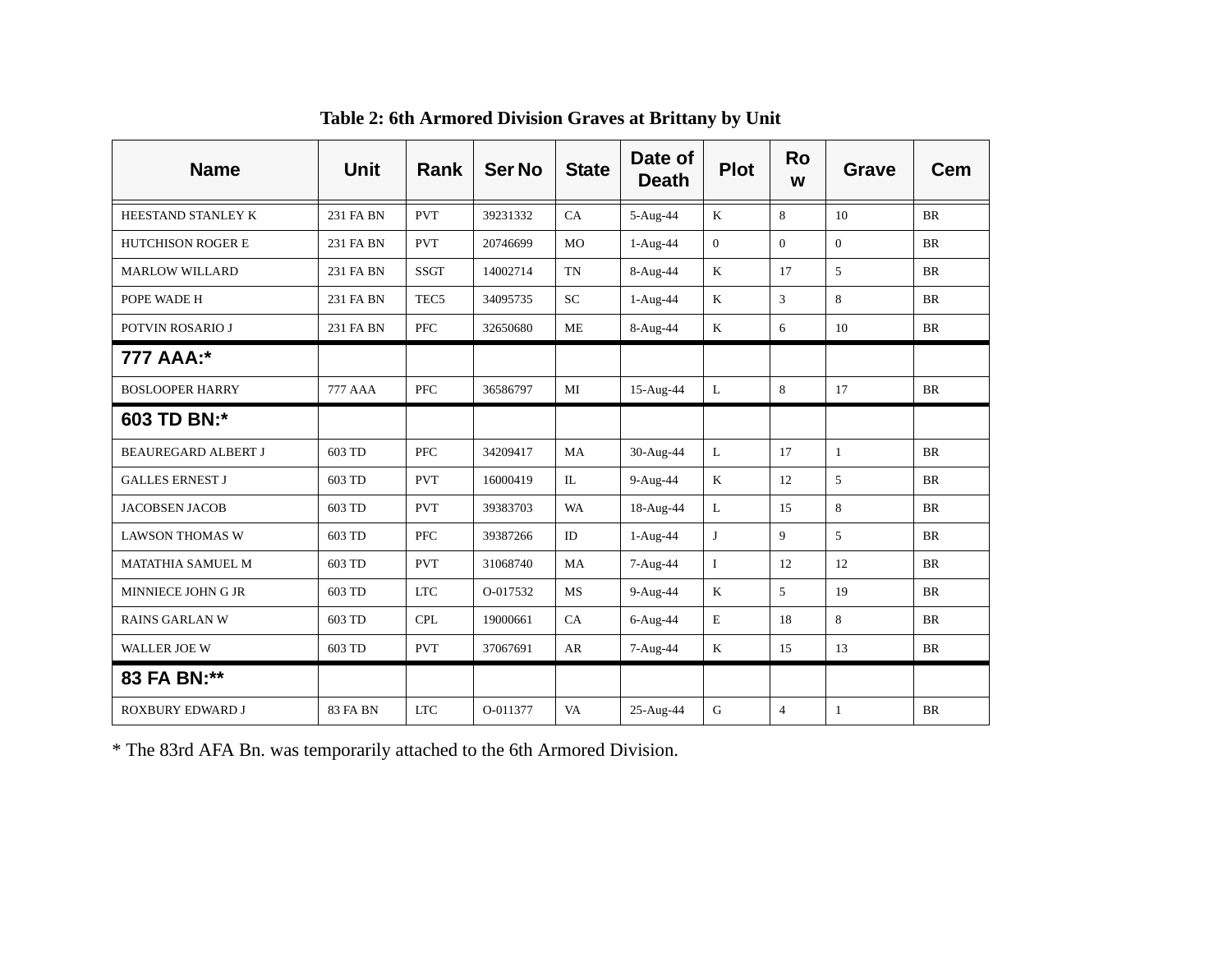**Table 2: 6th Armored Division Graves at Brittany by Unit**

| Name | Unit | Rank | Ser No | State | Date of Death | Plot | Row | Grave | Cem |
|---|---|---|---|---|---|---|---|---|---|
| HEESTAND STANLEY K | 231 FA BN | PVT | 39231332 | CA | 5-Aug-44 | K | 8 | 10 | BR |
| HUTCHISON ROGER E | 231 FA BN | PVT | 20746699 | MO | 1-Aug-44 | 0 | 0 | 0 | BR |
| MARLOW WILLARD | 231 FA BN | SSGT | 14002714 | TN | 8-Aug-44 | K | 17 | 5 | BR |
| POPE WADE H | 231 FA BN | TEC5 | 34095735 | SC | 1-Aug-44 | K | 3 | 8 | BR |
| POTVIN ROSARIO J | 231 FA BN | PFC | 32650680 | ME | 8-Aug-44 | K | 6 | 10 | BR |
| **777 AAA:*** | | | | | | | | | |
| BOSLOOPER HARRY | 777 AAA | PFC | 36586797 | MI | 15-Aug-44 | L | 8 | 17 | BR |
| **603 TD BN:*** | | | | | | | | | |
| BEAUREGARD ALBERT J | 603 TD | PFC | 34209417 | MA | 30-Aug-44 | L | 17 | 1 | BR |
| GALLES ERNEST J | 603 TD | PVT | 16000419 | IL | 9-Aug-44 | K | 12 | 5 | BR |
| JACOBSEN JACOB | 603 TD | PVT | 39383703 | WA | 18-Aug-44 | L | 15 | 8 | BR |
| LAWSON THOMAS W | 603 TD | PFC | 39387266 | ID | 1-Aug-44 | J | 9 | 5 | BR |
| MATATHIA SAMUEL M | 603 TD | PVT | 31068740 | MA | 7-Aug-44 | I | 12 | 12 | BR |
| MINNIECE JOHN G JR | 603 TD | LTC | O-017532 | MS | 9-Aug-44 | K | 5 | 19 | BR |
| RAINS GARLAN W | 603 TD | CPL | 19000661 | CA | 6-Aug-44 | E | 18 | 8 | BR |
| WALLER JOE W | 603 TD | PVT | 37067691 | AR | 7-Aug-44 | K | 15 | 13 | BR |
| **83 FA BN:**** | | | | | | | | | |
| ROXBURY EDWARD J | 83 FA BN | LTC | O-011377 | VA | 25-Aug-44 | G | 4 | 1 | BR |

* The 83rd AFA Bn. was temporarily attached to the 6th Armored Division.